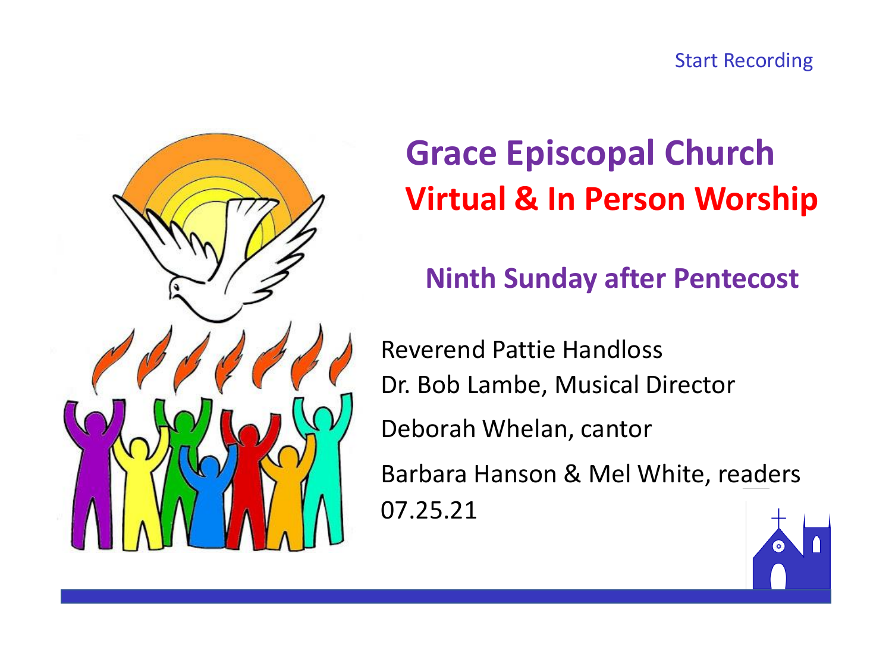Start Recording

# Grace Episcopal Church
## Virtual & In Person Worship

### Ninth Sunday after Pentecost

Reverend Pattie Handloss
Dr. Bob Lambe, Musical Director
Deborah Whelan, cantor
Barbara Hanson & Mel White, readers
07.25.21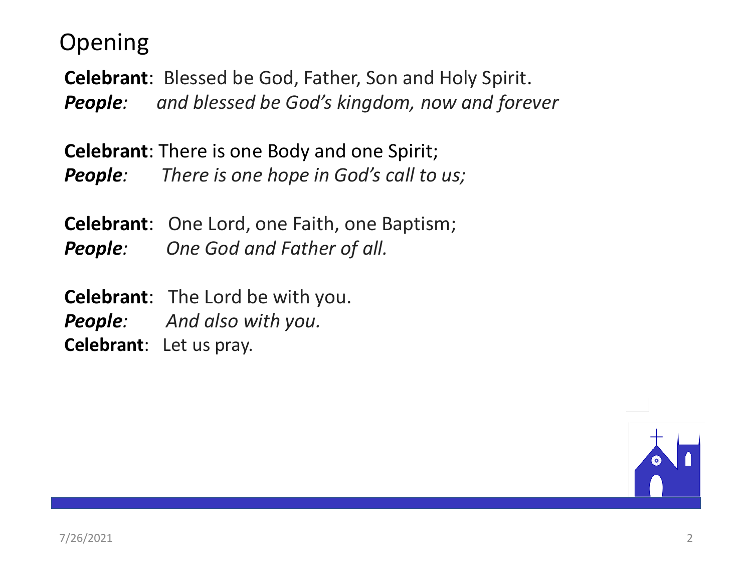# Opening

**Celebrant**: Blessed be God, Father, Son and Holy Spirit.
***People**: and blessed be God's kingdom, now and forever*

**Celebrant**: There is one Body and one Spirit;
***People**: There is one hope in God's call to us;*

**Celebrant**: One Lord, one Faith, one Baptism;
***People**: One God and Father of all.*

**Celebrant**: The Lord be with you.
***People**: And also with you.*
**Celebrant**: Let us pray.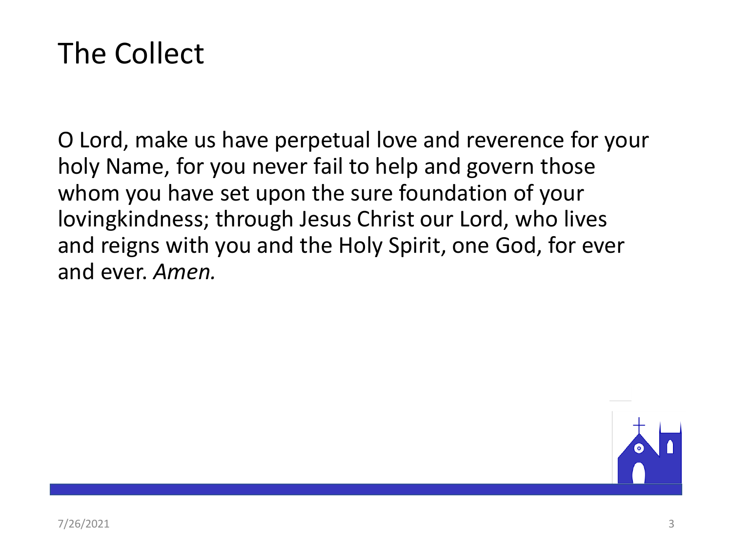# The Collect

O Lord, make us have perpetual love and reverence for your holy Name, for you never fail to help and govern those whom you have set upon the sure foundation of your lovingkindness; through Jesus Christ our Lord, who lives and reigns with you and the Holy Spirit, one God, for ever and ever. *Amen.*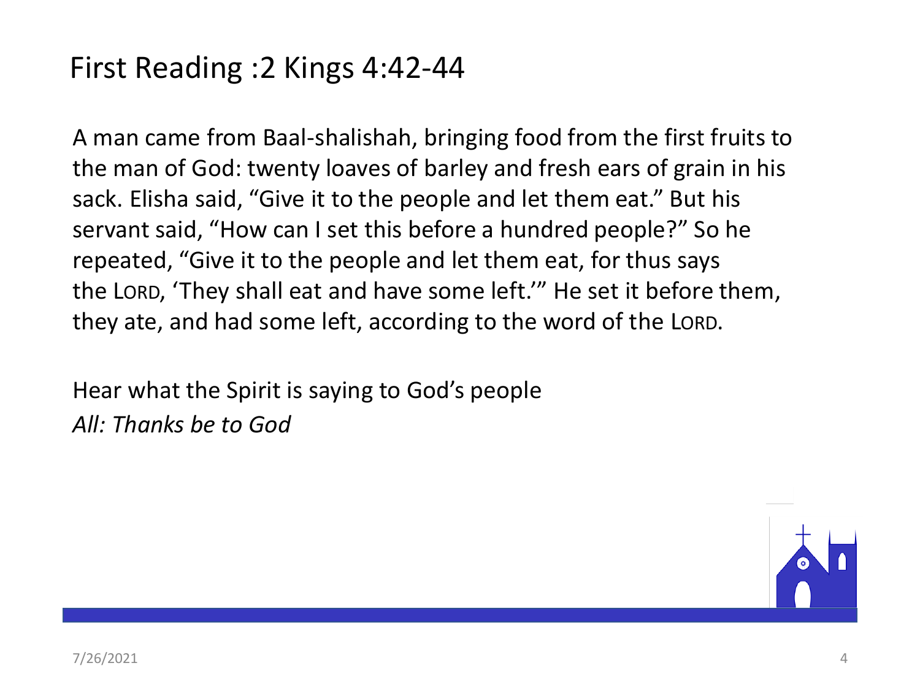# First Reading :2 Kings 4:42-44

A man came from Baal-shalishah, bringing food from the first fruits to the man of God: twenty loaves of barley and fresh ears of grain in his sack. Elisha said, “Give it to the people and let them eat.” But his servant said, “How can I set this before a hundred people?” So he repeated, “Give it to the people and let them eat, for thus says the LORD, ‘They shall eat and have some left.’” He set it before them, they ate, and had some left, according to the word of the LORD.

Hear what the Spirit is saying to God’s people
*All: Thanks be to God*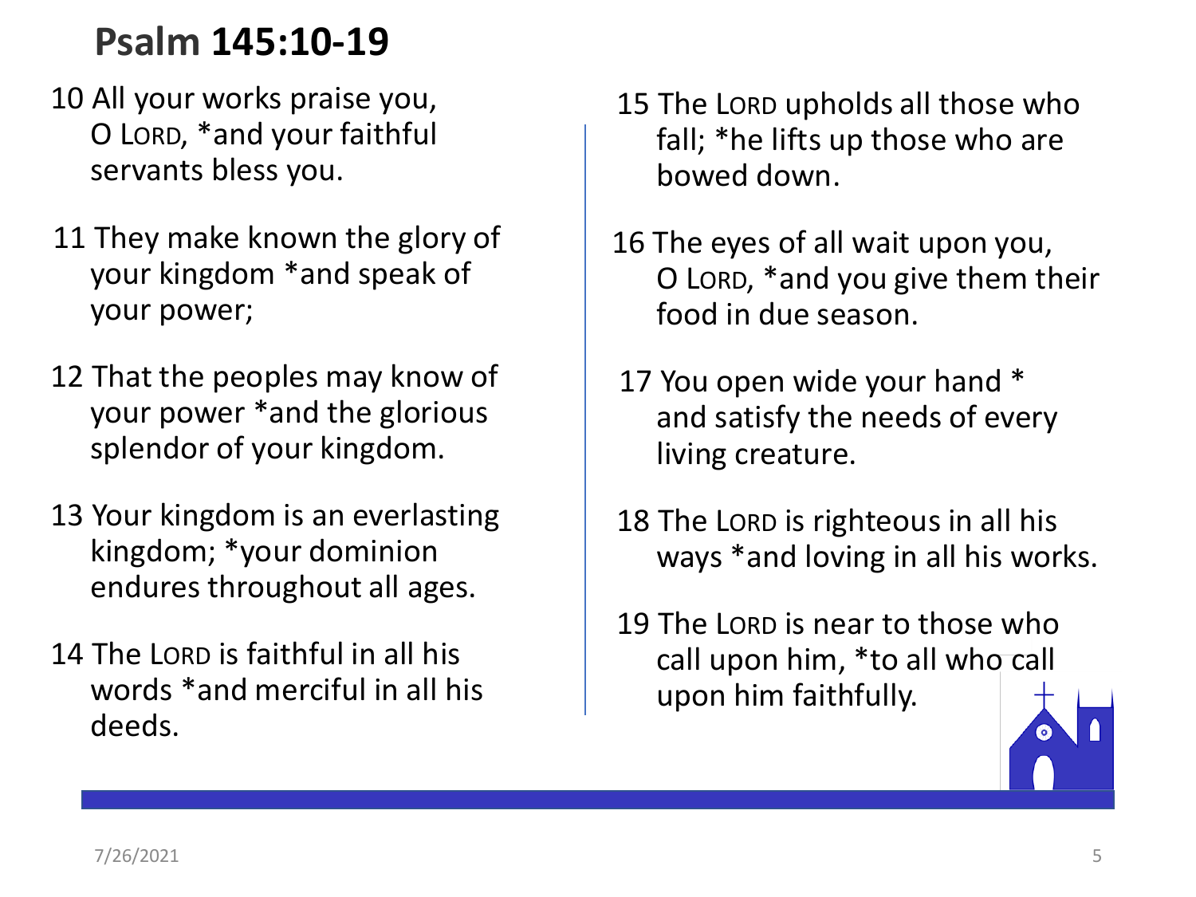# Psalm 145:10-19

10 All your works praise you, O LORD, *and your faithful servants bless you.

11 They make known the glory of your kingdom *and speak of your power;

12 That the peoples may know of your power *and the glorious splendor of your kingdom.

13 Your kingdom is an everlasting kingdom; *your dominion endures throughout all ages.

14 The LORD is faithful in all his words *and merciful in all his deeds.

15 The LORD upholds all those who fall; *he lifts up those who are bowed down.

16 The eyes of all wait upon you, O LORD, *and you give them their food in due season.

17 You open wide your hand * and satisfy the needs of every living creature.

18 The LORD is righteous in all his ways *and loving in all his works.

19 The LORD is near to those who call upon him, *to all who call upon him faithfully.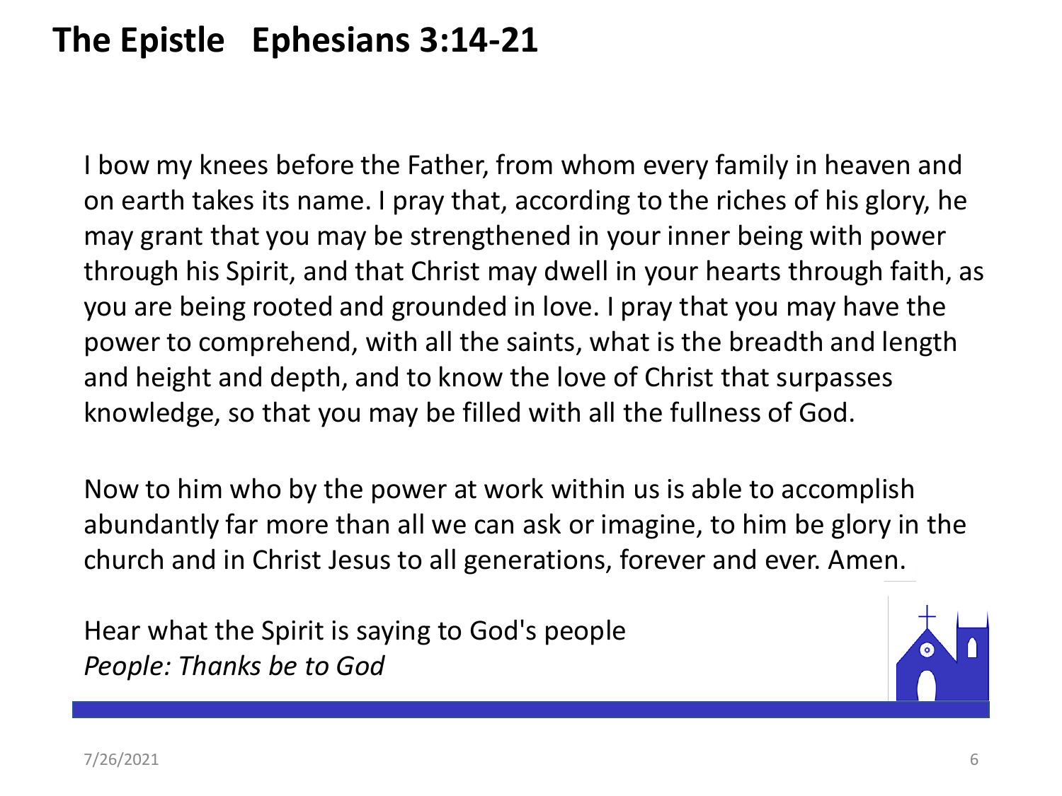# The Epistle   Ephesians 3:14-21

I bow my knees before the Father, from whom every family in heaven and on earth takes its name. I pray that, according to the riches of his glory, he may grant that you may be strengthened in your inner being with power through his Spirit, and that Christ may dwell in your hearts through faith, as you are being rooted and grounded in love. I pray that you may have the power to comprehend, with all the saints, what is the breadth and length and height and depth, and to know the love of Christ that surpasses knowledge, so that you may be filled with all the fullness of God.

Now to him who by the power at work within us is able to accomplish abundantly far more than all we can ask or imagine, to him be glory in the church and in Christ Jesus to all generations, forever and ever. Amen.

Hear what the Spirit is saying to God's people
*People: Thanks be to God*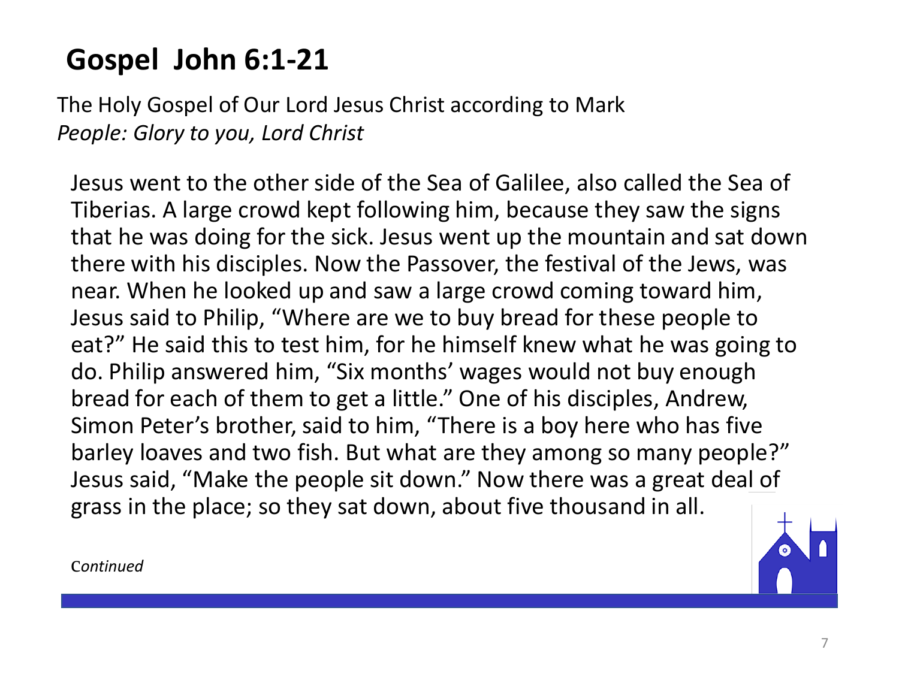## Gospel John 6:1-21

The Holy Gospel of Our Lord Jesus Christ according to Mark
*People: Glory to you, Lord Christ*

Jesus went to the other side of the Sea of Galilee, also called the Sea of Tiberias. A large crowd kept following him, because they saw the signs that he was doing for the sick. Jesus went up the mountain and sat down there with his disciples. Now the Passover, the festival of the Jews, was near. When he looked up and saw a large crowd coming toward him, Jesus said to Philip, "Where are we to buy bread for these people to eat?" He said this to test him, for he himself knew what he was going to do. Philip answered him, "Six months' wages would not buy enough bread for each of them to get a little." One of his disciples, Andrew, Simon Peter's brother, said to him, "There is a boy here who has five barley loaves and two fish. But what are they among so many people?" Jesus said, "Make the people sit down." Now there was a great deal of grass in the place; so they sat down, about five thousand in all.

*Continued*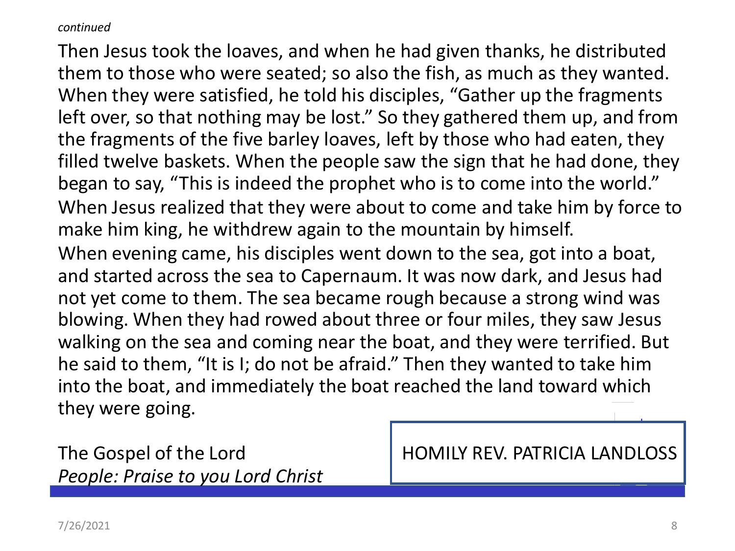*continued*

Then Jesus took the loaves, and when he had given thanks, he distributed them to those who were seated; so also the fish, as much as they wanted. When they were satisfied, he told his disciples, "Gather up the fragments left over, so that nothing may be lost." So they gathered them up, and from the fragments of the five barley loaves, left by those who had eaten, they filled twelve baskets. When the people saw the sign that he had done, they began to say, "This is indeed the prophet who is to come into the world."

When Jesus realized that they were about to come and take him by force to make him king, he withdrew again to the mountain by himself.

When evening came, his disciples went down to the sea, got into a boat, and started across the sea to Capernaum. It was now dark, and Jesus had not yet come to them. The sea became rough because a strong wind was blowing. When they had rowed about three or four miles, they saw Jesus walking on the sea and coming near the boat, and they were terrified. But he said to them, "It is I; do not be afraid." Then they wanted to take him into the boat, and immediately the boat reached the land toward which they were going.

The Gospel of the Lord
*People: Praise to you Lord Christ*

HOMILY REV. PATRICIA LANDLOSS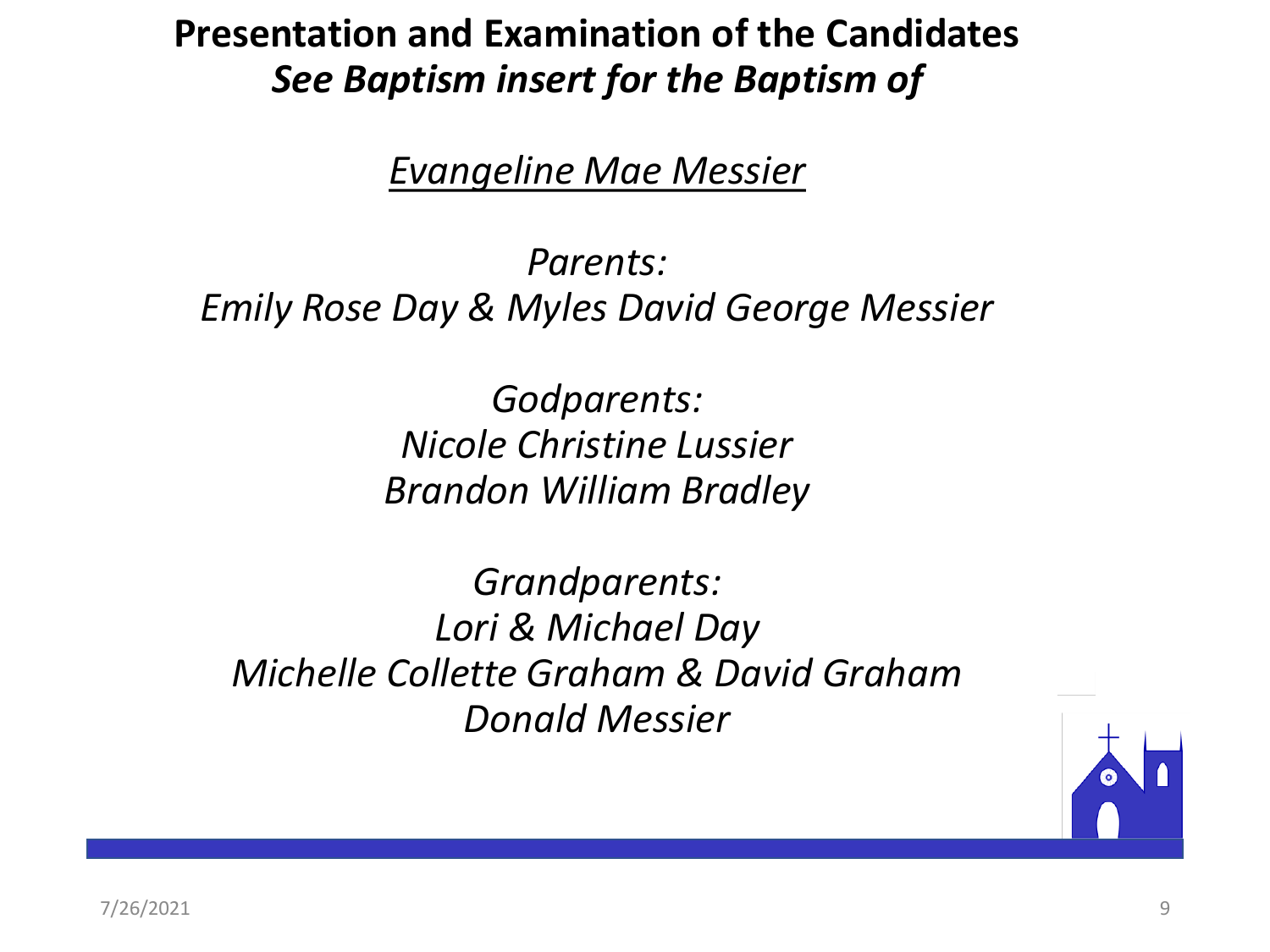**Presentation and Examination of the Candidates**
***See Baptism insert for the Baptism of***

*<u>Evangeline Mae Messier</u>*

*Parents:*
*Emily Rose Day & Myles David George Messier*

*Godparents:*
*Nicole Christine Lussier*
*Brandon William Bradley*

*Grandparents:*
*Lori & Michael Day*
*Michelle Collette Graham & David Graham*
*Donald Messier*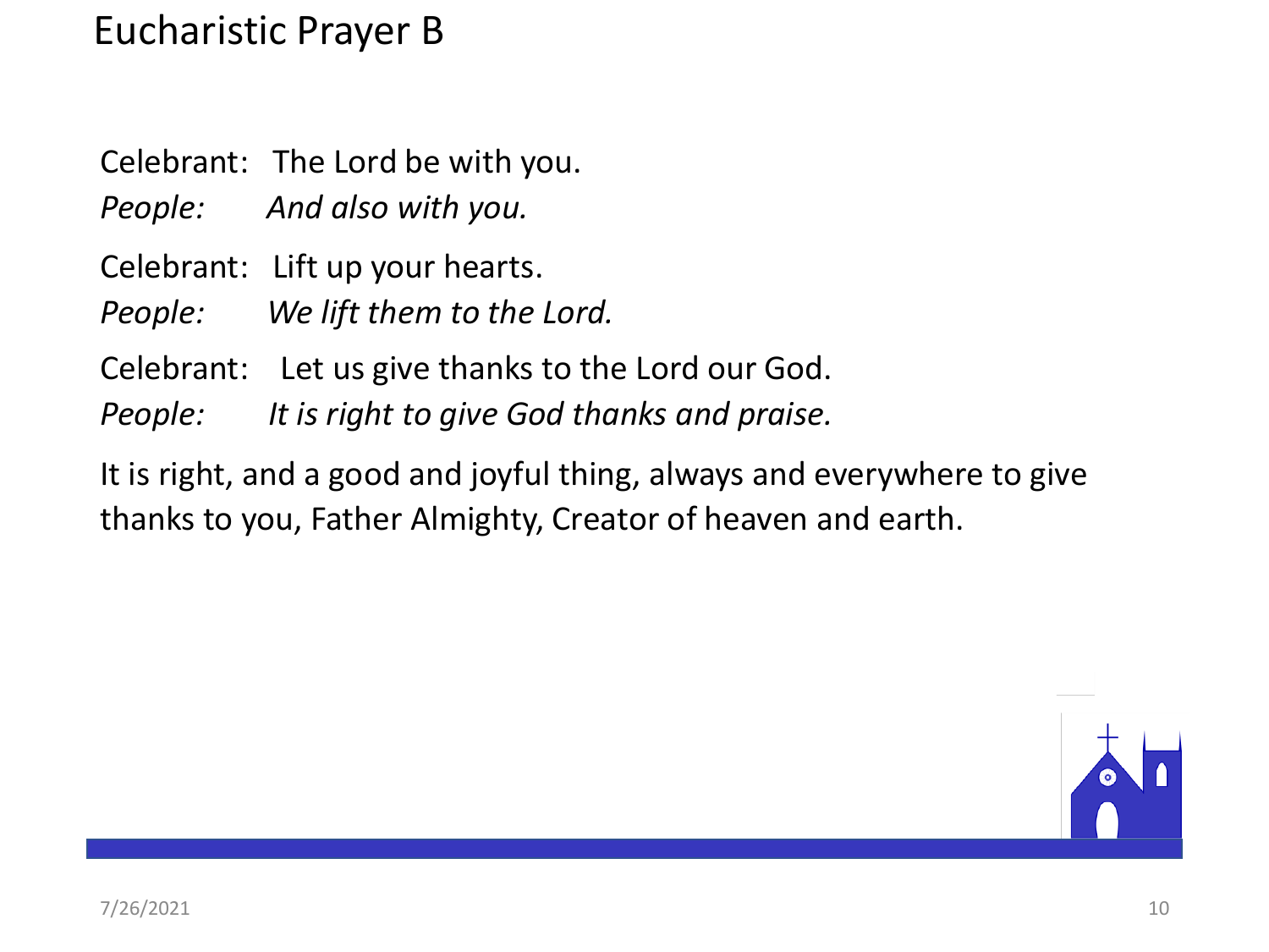# Eucharistic Prayer B

Celebrant: The Lord be with you.
*People: And also with you.*

Celebrant: Lift up your hearts.
*People: We lift them to the Lord.*

Celebrant: Let us give thanks to the Lord our God.
*People: It is right to give God thanks and praise.*

It is right, and a good and joyful thing, always and everywhere to give thanks to you, Father Almighty, Creator of heaven and earth.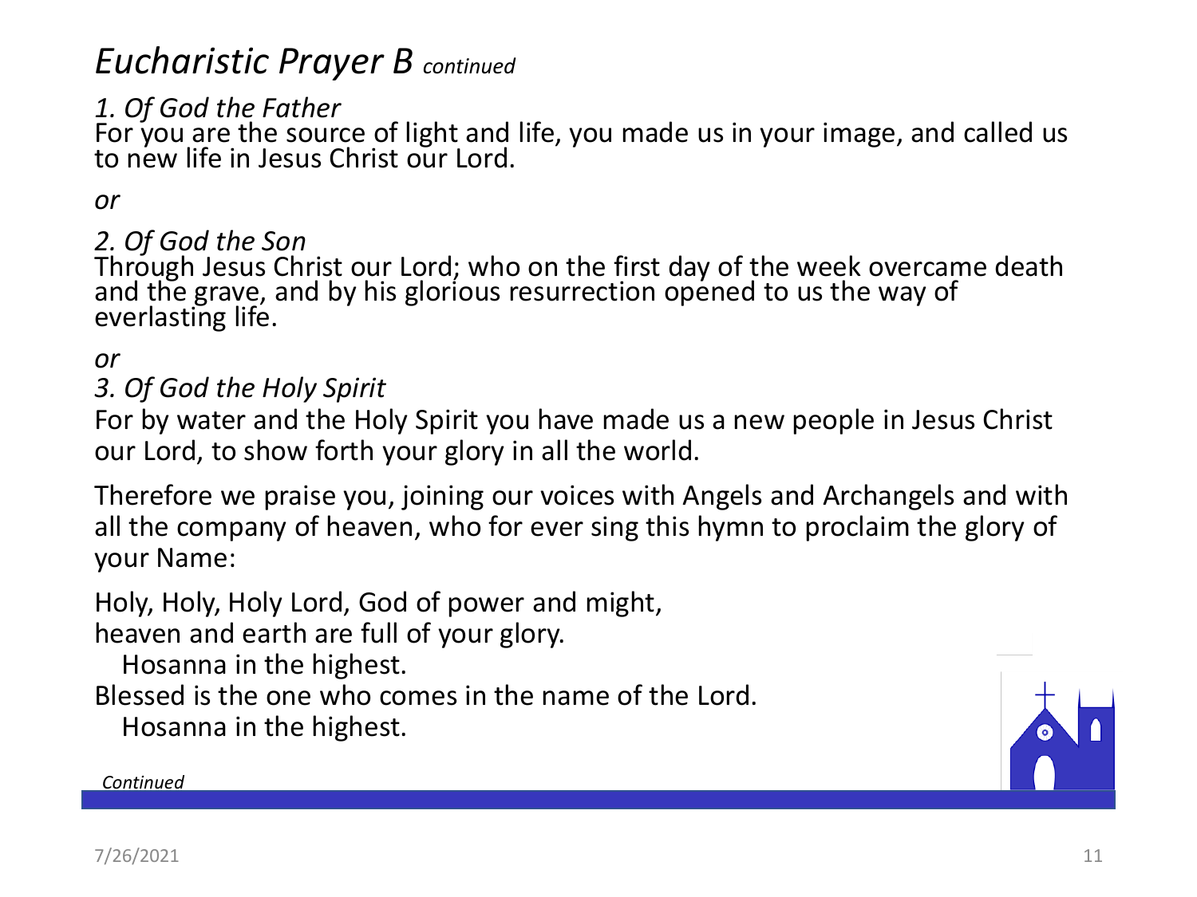# *Eucharistic Prayer B* *continued*

*1. Of God the Father*
For you are the source of light and life, you made us in your image, and called us to new life in Jesus Christ our Lord.

*or*

*2. Of God the Son*
Through Jesus Christ our Lord; who on the first day of the week overcame death and the grave, and by his glorious resurrection opened to us the way of everlasting life.

*or*

*3. Of God the Holy Spirit*
For by water and the Holy Spirit you have made us a new people in Jesus Christ our Lord, to show forth your glory in all the world.

Therefore we praise you, joining our voices with Angels and Archangels and with all the company of heaven, who for ever sing this hymn to proclaim the glory of your Name:

Holy, Holy, Holy Lord, God of power and might,
heaven and earth are full of your glory.
  Hosanna in the highest.
Blessed is the one who comes in the name of the Lord.
  Hosanna in the highest.

*Continued*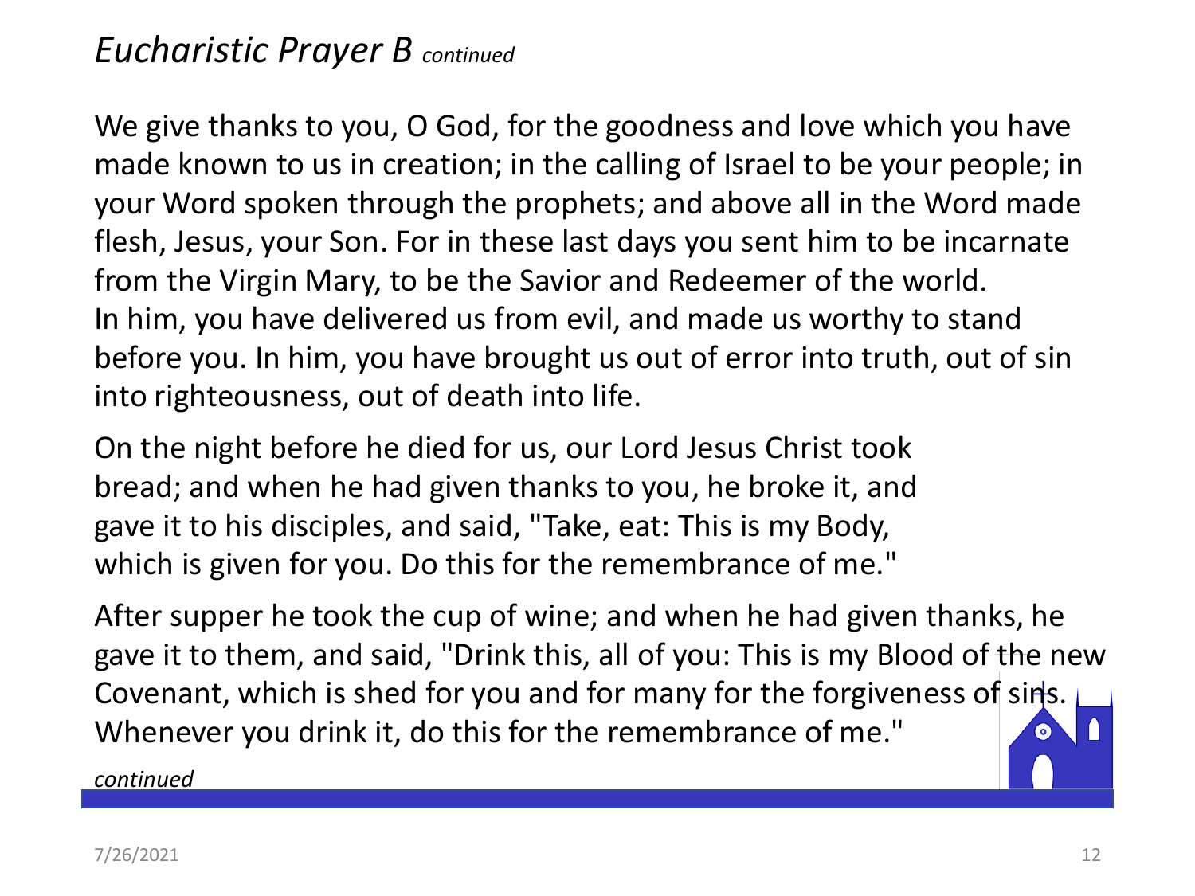## *Eucharistic Prayer B* *continued*

We give thanks to you, O God, for the goodness and love which you have made known to us in creation; in the calling of Israel to be your people; in your Word spoken through the prophets; and above all in the Word made flesh, Jesus, your Son. For in these last days you sent him to be incarnate from the Virgin Mary, to be the Savior and Redeemer of the world. In him, you have delivered us from evil, and made us worthy to stand before you. In him, you have brought us out of error into truth, out of sin into righteousness, out of death into life.

On the night before he died for us, our Lord Jesus Christ took bread; and when he had given thanks to you, he broke it, and gave it to his disciples, and said, "Take, eat: This is my Body, which is given for you. Do this for the remembrance of me."

After supper he took the cup of wine; and when he had given thanks, he gave it to them, and said, "Drink this, all of you: This is my Blood of the new Covenant, which is shed for you and for many for the forgiveness of sins. Whenever you drink it, do this for the remembrance of me."

*continued*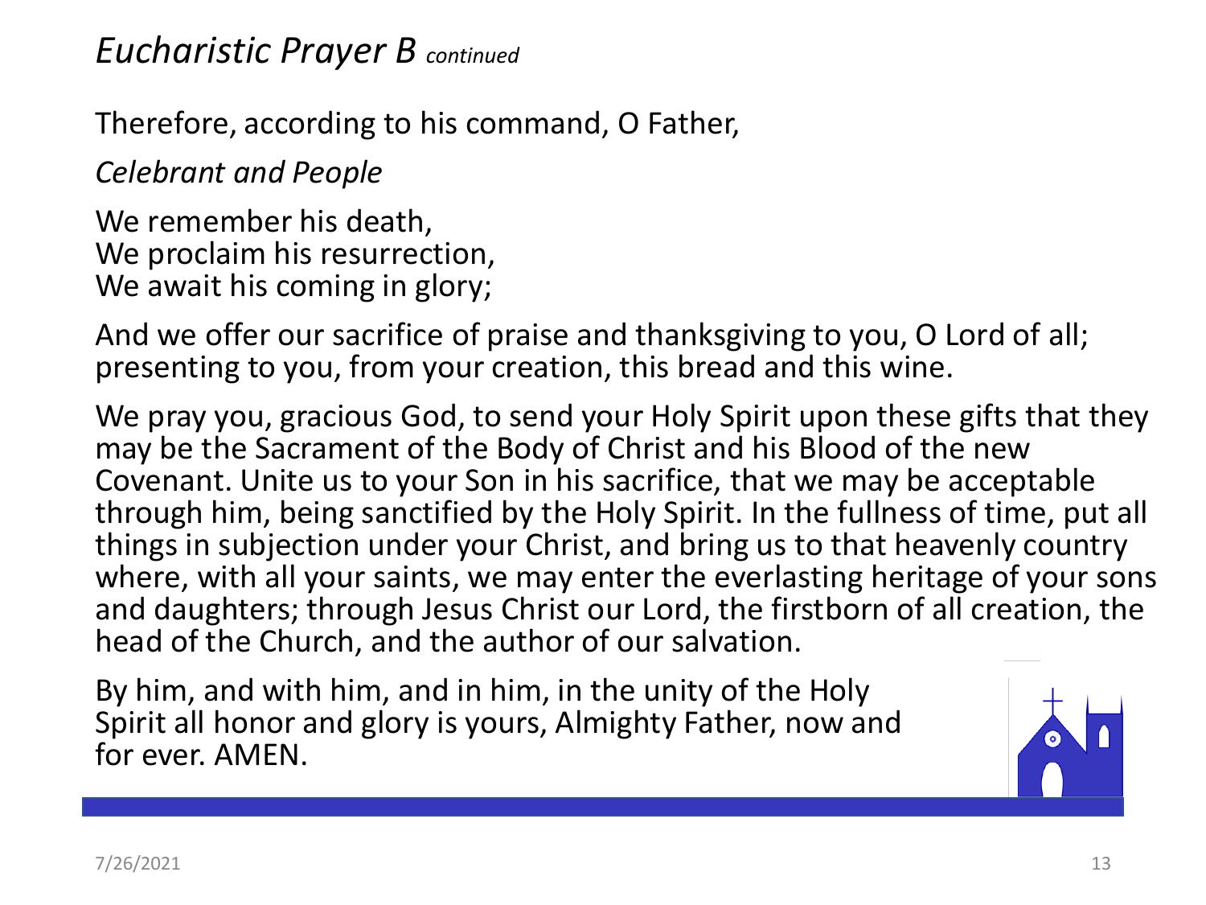## *Eucharistic Prayer B continued*

Therefore, according to his command, O Father,

*Celebrant and People*

We remember his death,
We proclaim his resurrection,
We await his coming in glory;

And we offer our sacrifice of praise and thanksgiving to you, O Lord of all; presenting to you, from your creation, this bread and this wine.

We pray you, gracious God, to send your Holy Spirit upon these gifts that they may be the Sacrament of the Body of Christ and his Blood of the new Covenant. Unite us to your Son in his sacrifice, that we may be acceptable through him, being sanctified by the Holy Spirit. In the fullness of time, put all things in subjection under your Christ, and bring us to that heavenly country where, with all your saints, we may enter the everlasting heritage of your sons and daughters; through Jesus Christ our Lord, the firstborn of all creation, the head of the Church, and the author of our salvation.

By him, and with him, and in him, in the unity of the Holy Spirit all honor and glory is yours, Almighty Father, now and for ever. AMEN.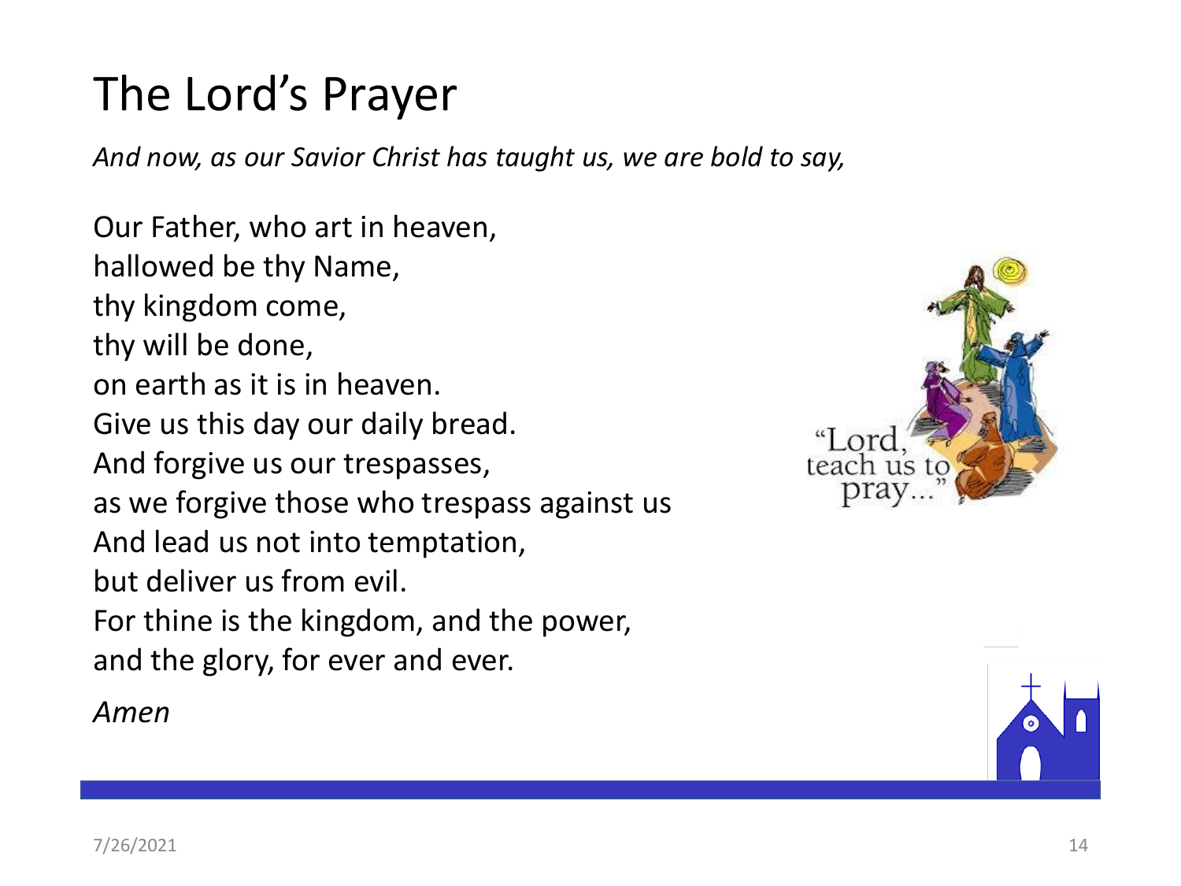# The Lord's Prayer

*And now, as our Savior Christ has taught us, we are bold to say,*

Our Father, who art in heaven,
hallowed be thy Name,
thy kingdom come,
thy will be done,
on earth as it is in heaven.
Give us this day our daily bread.
And forgive us our trespasses,
as we forgive those who trespass against us
And lead us not into temptation,
but deliver us from evil.
For thine is the kingdom, and the power,
and the glory, for ever and ever.

*Amen*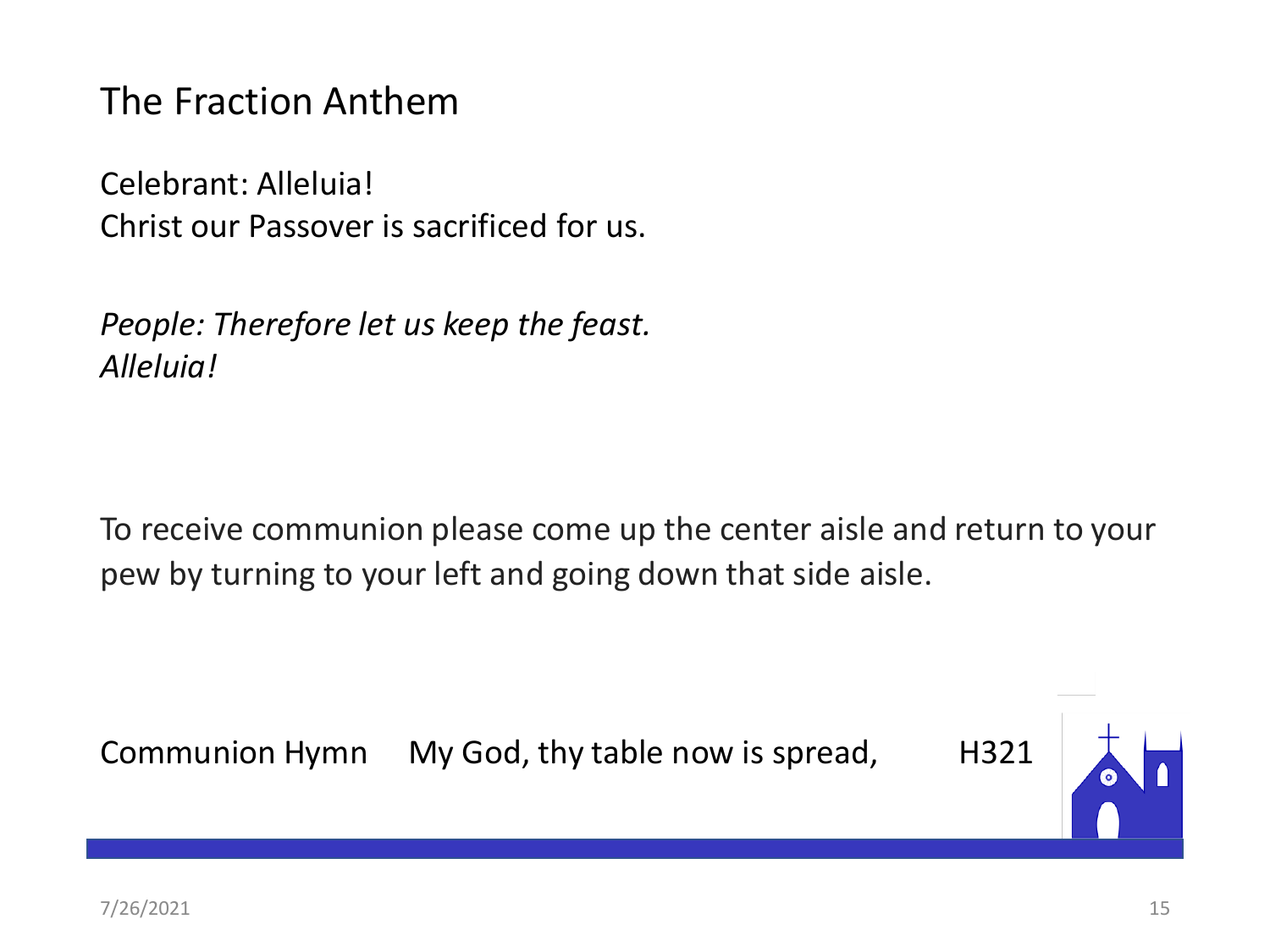# The Fraction Anthem

Celebrant: Alleluia!
Christ our Passover is sacrificed for us.

*People: Therefore let us keep the feast.*
*Alleluia!*

To receive communion please come up the center aisle and return to your pew by turning to your left and going down that side aisle.

Communion Hymn My God, thy table now is spread, H321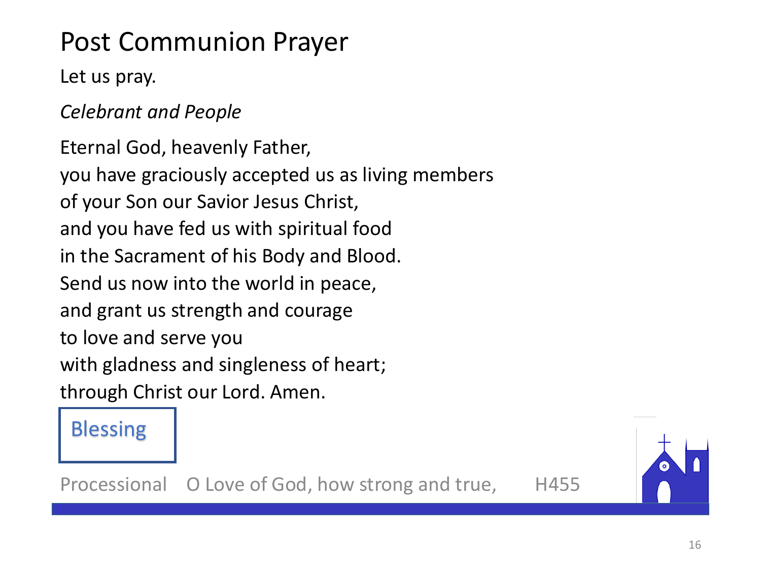# Post Communion Prayer

Let us pray.

*Celebrant and People*

Eternal God, heavenly Father,
you have graciously accepted us as living members
of your Son our Savior Jesus Christ,
and you have fed us with spiritual food
in the Sacrament of his Body and Blood.
Send us now into the world in peace,
and grant us strength and courage
to love and serve you
with gladness and singleness of heart;
through Christ our Lord. Amen.

Blessing

Processional O Love of God, how strong and true, H455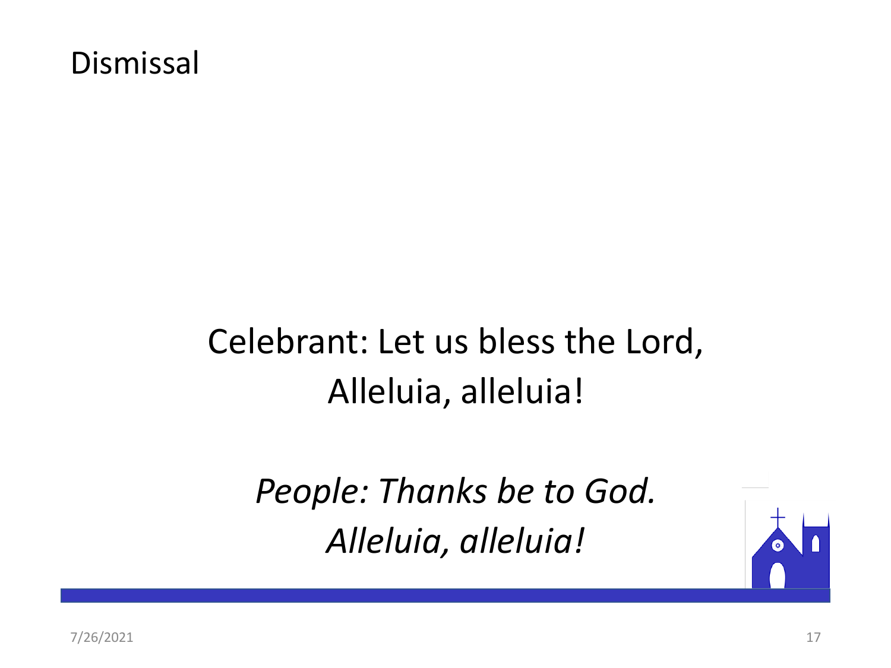# Dismissal

Celebrant: Let us bless the Lord,
Alleluia, alleluia!

*People: Thanks be to God.*
*Alleluia, alleluia!*